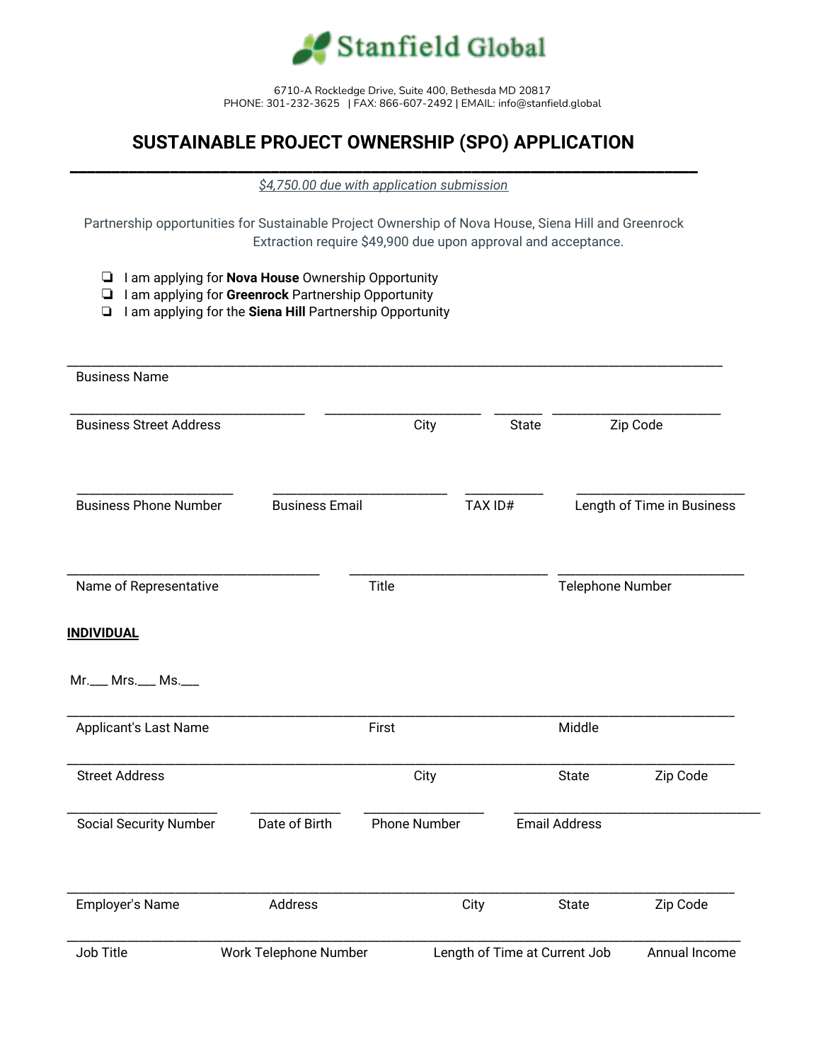# Stanfield Global

6710-A Rockledge Drive, Suite 400, Bethesda MD 20817
PHONE: 301-232-3625 | FAX: 866-607-2492 | EMAIL: info@stanfield.global

## SUSTAINABLE PROJECT OWNERSHIP (SPO) APPLICATION

*$4,750.00 due with application submission*

Partnership opportunities for Sustainable Project Ownership of Nova House, Siena Hill and Greenrock Extraction require $49,900 due upon approval and acceptance.

- ❑ I am applying for **Nova House** Ownership Opportunity
- ❑ I am applying for **Greenrock** Partnership Opportunity
- ❑ I am applying for the **Siena Hill** Partnership Opportunity

______________________________________________________________________________
Business Name

______________________________ ____________________ ______ ____________________
Business Street Address City State Zip Code

____________________ ______________________ __________ ____________________
Business Phone Number Business Email TAX ID# Length of Time in Business

______________________________ ________________________ ______________________
Name of Representative Title Telephone Number

**INDIVIDUAL**

Mr.___ Mrs.___ Ms.___

______________________________________________________________________________
Applicant's Last Name First Middle

______________________________________________________________________________
Street Address City State Zip Code

__________________ ___________ _______________ ______________________________
Social Security Number Date of Birth Phone Number Email Address

______________________________________________________________________________
Employer's Name Address City State Zip Code

______________________________________________________________________________
Job Title Work Telephone Number Length of Time at Current Job Annual Income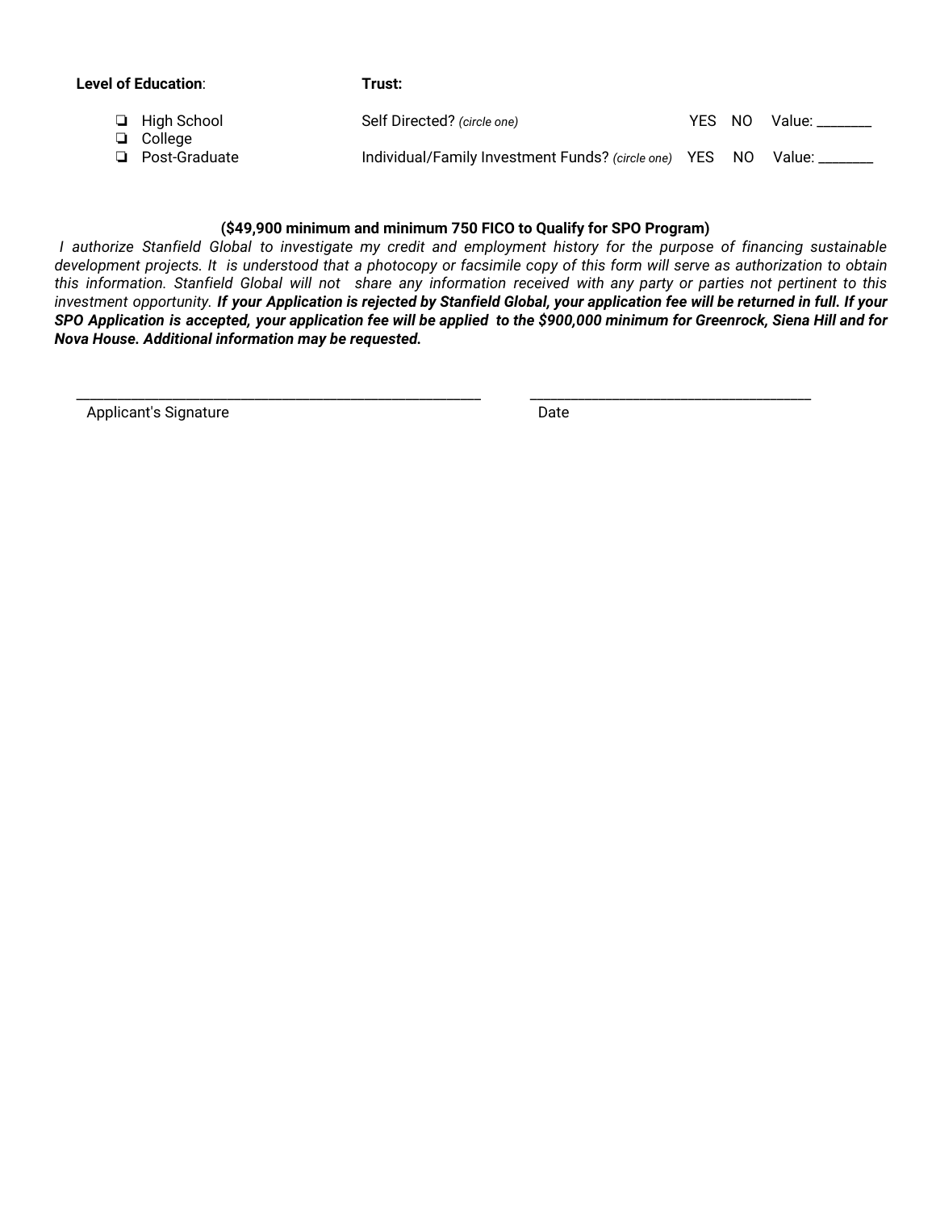**Level of Education**:

- ❏ High School
- ❏ College
- ❏ Post-Graduate

**Trust:**

Self Directed? *(circle one)* YES NO Value: ________

Individual/Family Investment Funds? *(circle one)* YES NO Value: ________

**($49,900 minimum and minimum 750 FICO to Qualify for SPO Program)**

*I authorize Stanfield Global to investigate my credit and employment history for the purpose of financing sustainable development projects. It is understood that a photocopy or facsimile copy of this form will serve as authorization to obtain this information. Stanfield Global will not share any information received with any party or parties not pertinent to this investment opportunity.* ***If your Application is rejected by Stanfield Global, your application fee will be returned in full. If your SPO Application is accepted, your application fee will be applied to the $900,000 minimum for Greenrock, Siena Hill and for Nova House. Additional information may be requested.***

________________________________________ ________________________________

Applicant's Signature Date